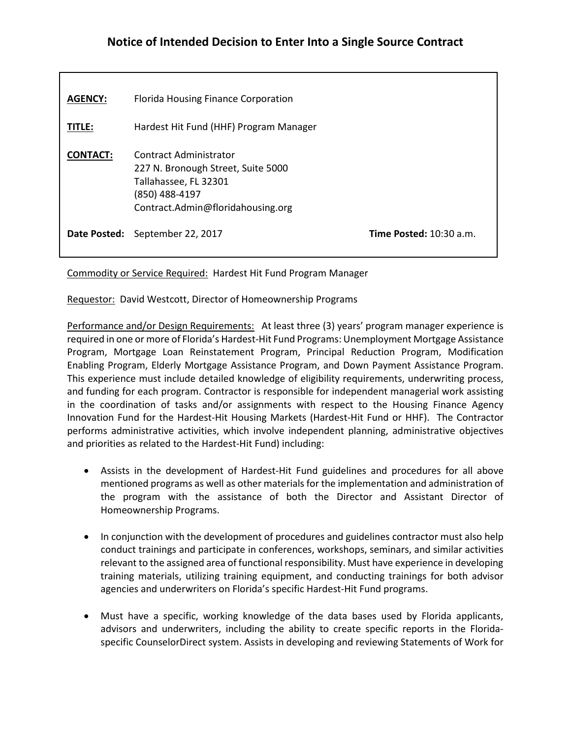# Notice of Intended Decision to Enter Into a Single Source Contract

**AGENCY:** Florida Housing Finance Corporation

**TITLE:** Hardest Hit Fund (HHF) Program Manager

**CONTACT:** Contract Administrator
227 N. Bronough Street, Suite 5000
Tallahassee, FL 32301
(850) 488-4197
Contract.Admin@floridahousing.org

**Date Posted:** September 22, 2017 **Time Posted:** 10:30 a.m.

Commodity or Service Required: Hardest Hit Fund Program Manager

Requestor: David Westcott, Director of Homeownership Programs

Performance and/or Design Requirements: At least three (3) years' program manager experience is required in one or more of Florida's Hardest-Hit Fund Programs: Unemployment Mortgage Assistance Program, Mortgage Loan Reinstatement Program, Principal Reduction Program, Modification Enabling Program, Elderly Mortgage Assistance Program, and Down Payment Assistance Program. This experience must include detailed knowledge of eligibility requirements, underwriting process, and funding for each program. Contractor is responsible for independent managerial work assisting in the coordination of tasks and/or assignments with respect to the Housing Finance Agency Innovation Fund for the Hardest-Hit Housing Markets (Hardest-Hit Fund or HHF). The Contractor performs administrative activities, which involve independent planning, administrative objectives and priorities as related to the Hardest-Hit Fund) including:

- Assists in the development of Hardest-Hit Fund guidelines and procedures for all above mentioned programs as well as other materials for the implementation and administration of the program with the assistance of both the Director and Assistant Director of Homeownership Programs.

- In conjunction with the development of procedures and guidelines contractor must also help conduct trainings and participate in conferences, workshops, seminars, and similar activities relevant to the assigned area of functional responsibility. Must have experience in developing training materials, utilizing training equipment, and conducting trainings for both advisor agencies and underwriters on Florida's specific Hardest-Hit Fund programs.

- Must have a specific, working knowledge of the data bases used by Florida applicants, advisors and underwriters, including the ability to create specific reports in the Florida-specific CounselorDirect system. Assists in developing and reviewing Statements of Work for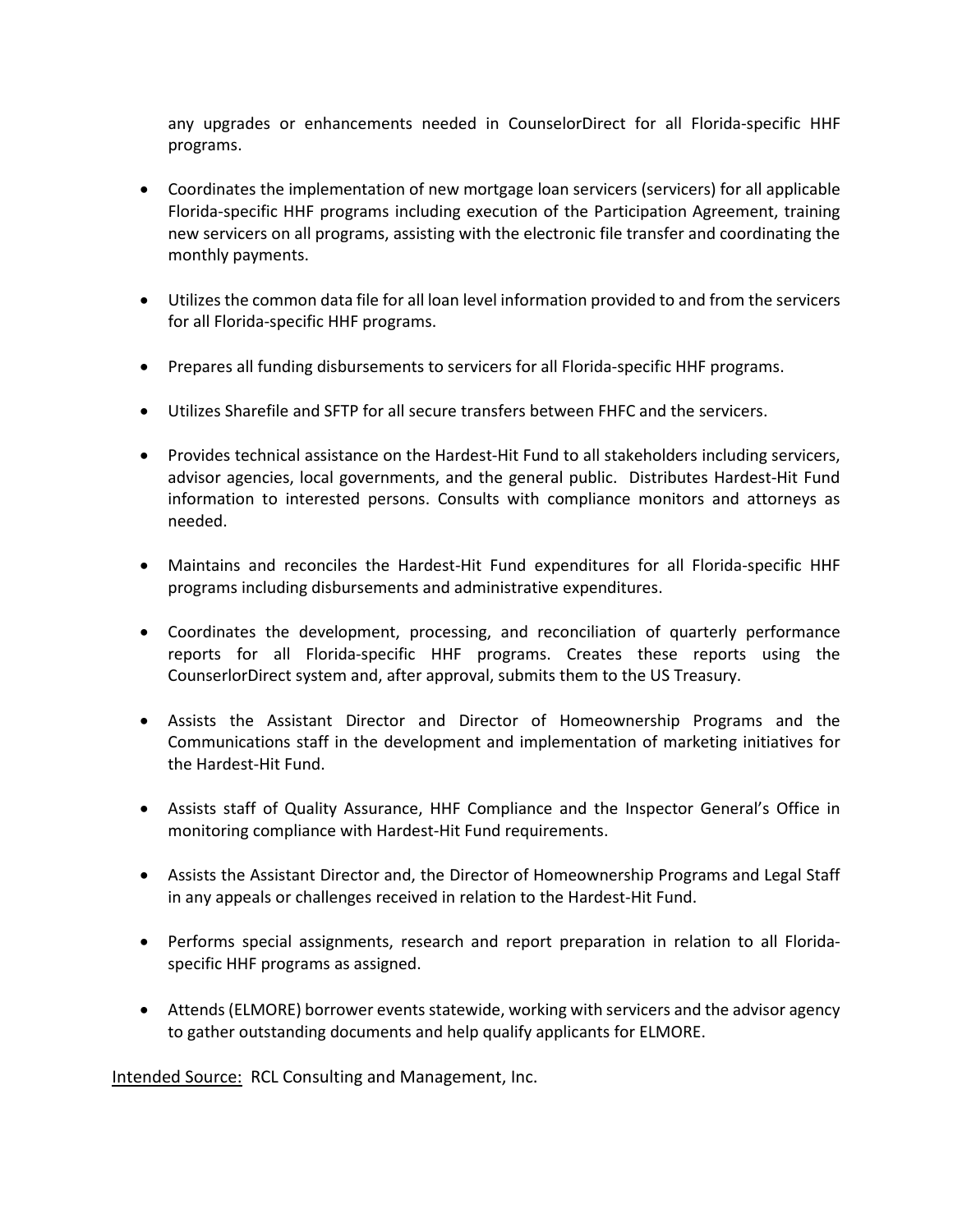any upgrades or enhancements needed in CounselorDirect for all Florida-specific HHF programs.

- Coordinates the implementation of new mortgage loan servicers (servicers) for all applicable Florida-specific HHF programs including execution of the Participation Agreement, training new servicers on all programs, assisting with the electronic file transfer and coordinating the monthly payments.

- Utilizes the common data file for all loan level information provided to and from the servicers for all Florida-specific HHF programs.

- Prepares all funding disbursements to servicers for all Florida-specific HHF programs.

- Utilizes Sharefile and SFTP for all secure transfers between FHFC and the servicers.

- Provides technical assistance on the Hardest-Hit Fund to all stakeholders including servicers, advisor agencies, local governments, and the general public. Distributes Hardest-Hit Fund information to interested persons. Consults with compliance monitors and attorneys as needed.

- Maintains and reconciles the Hardest-Hit Fund expenditures for all Florida-specific HHF programs including disbursements and administrative expenditures.

- Coordinates the development, processing, and reconciliation of quarterly performance reports for all Florida-specific HHF programs. Creates these reports using the CounserlorDirect system and, after approval, submits them to the US Treasury.

- Assists the Assistant Director and Director of Homeownership Programs and the Communications staff in the development and implementation of marketing initiatives for the Hardest-Hit Fund.

- Assists staff of Quality Assurance, HHF Compliance and the Inspector General's Office in monitoring compliance with Hardest-Hit Fund requirements.

- Assists the Assistant Director and, the Director of Homeownership Programs and Legal Staff in any appeals or challenges received in relation to the Hardest-Hit Fund.

- Performs special assignments, research and report preparation in relation to all Florida-specific HHF programs as assigned.

- Attends (ELMORE) borrower events statewide, working with servicers and the advisor agency to gather outstanding documents and help qualify applicants for ELMORE.

<u>Intended Source:</u> RCL Consulting and Management, Inc.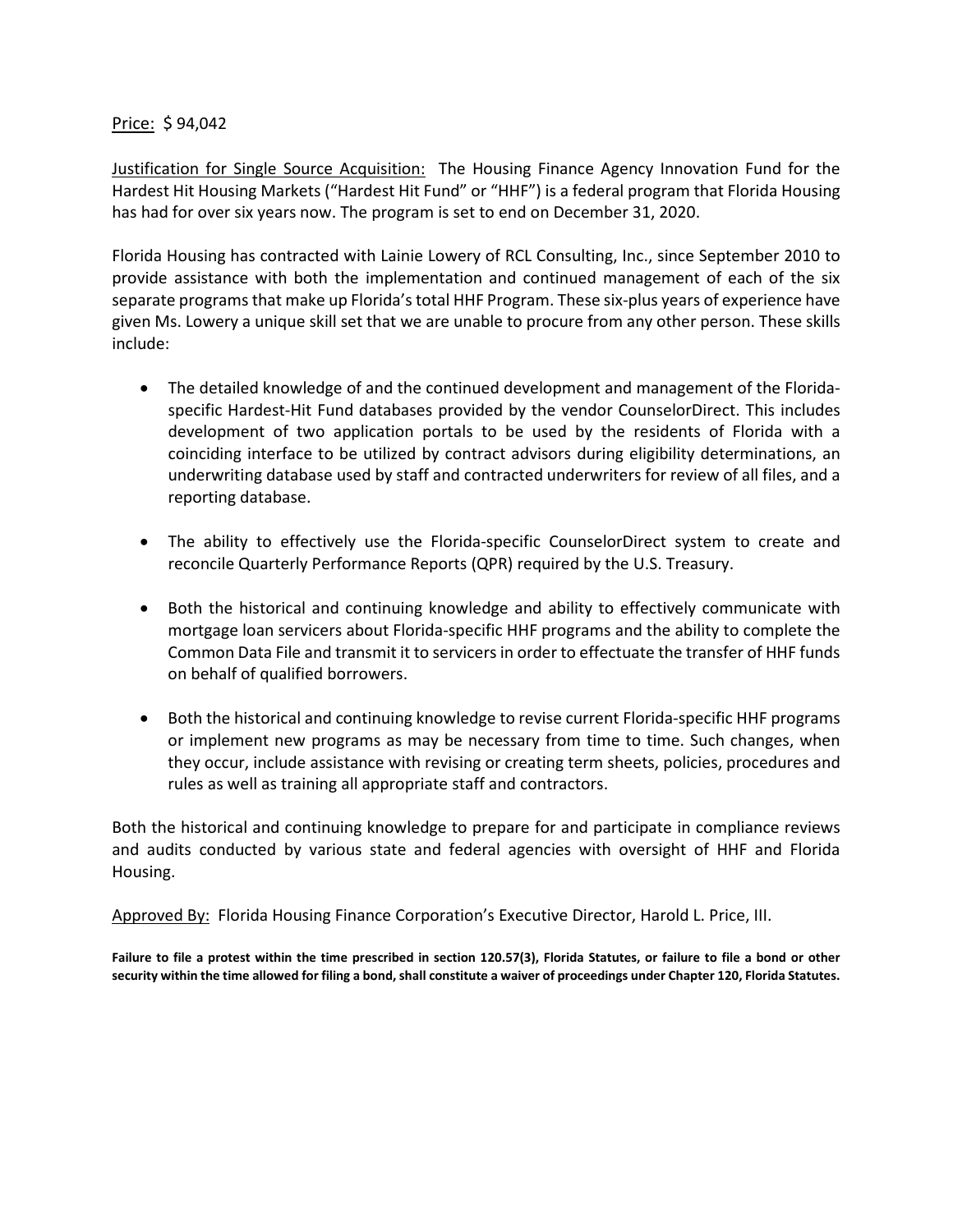Price: $ 94,042

Justification for Single Source Acquisition: The Housing Finance Agency Innovation Fund for the Hardest Hit Housing Markets ("Hardest Hit Fund" or "HHF") is a federal program that Florida Housing has had for over six years now. The program is set to end on December 31, 2020.

Florida Housing has contracted with Lainie Lowery of RCL Consulting, Inc., since September 2010 to provide assistance with both the implementation and continued management of each of the six separate programs that make up Florida's total HHF Program. These six-plus years of experience have given Ms. Lowery a unique skill set that we are unable to procure from any other person. These skills include:

- The detailed knowledge of and the continued development and management of the Florida-specific Hardest-Hit Fund databases provided by the vendor CounselorDirect. This includes development of two application portals to be used by the residents of Florida with a coinciding interface to be utilized by contract advisors during eligibility determinations, an underwriting database used by staff and contracted underwriters for review of all files, and a reporting database.
- The ability to effectively use the Florida-specific CounselorDirect system to create and reconcile Quarterly Performance Reports (QPR) required by the U.S. Treasury.
- Both the historical and continuing knowledge and ability to effectively communicate with mortgage loan servicers about Florida-specific HHF programs and the ability to complete the Common Data File and transmit it to servicers in order to effectuate the transfer of HHF funds on behalf of qualified borrowers.
- Both the historical and continuing knowledge to revise current Florida-specific HHF programs or implement new programs as may be necessary from time to time. Such changes, when they occur, include assistance with revising or creating term sheets, policies, procedures and rules as well as training all appropriate staff and contractors.

Both the historical and continuing knowledge to prepare for and participate in compliance reviews and audits conducted by various state and federal agencies with oversight of HHF and Florida Housing.

Approved By: Florida Housing Finance Corporation's Executive Director, Harold L. Price, III.

**Failure to file a protest within the time prescribed in section 120.57(3), Florida Statutes, or failure to file a bond or other security within the time allowed for filing a bond, shall constitute a waiver of proceedings under Chapter 120, Florida Statutes.**